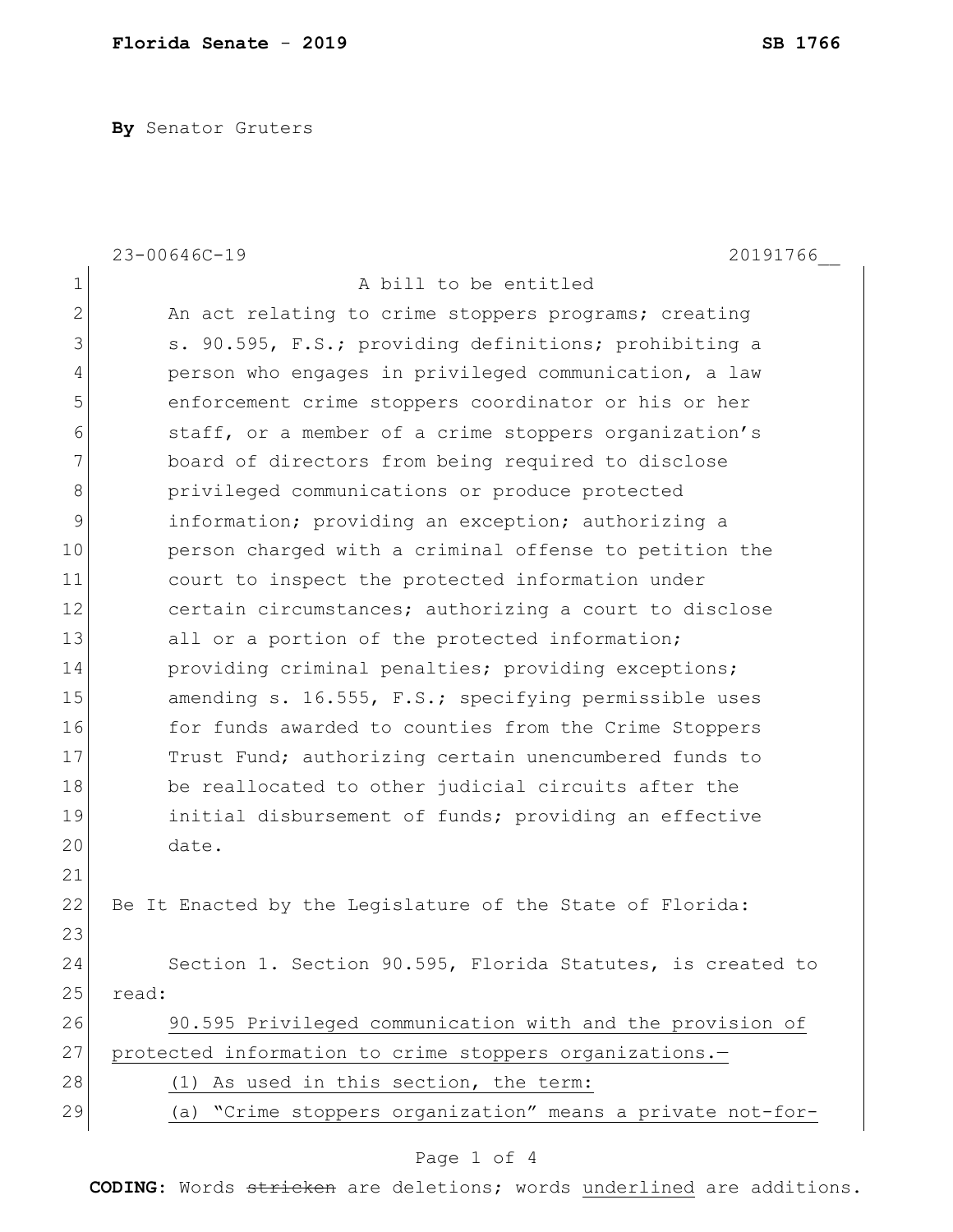**By** Senator Gruters

23-00646C-19 20191766__

A bill to be entitled

An act relating to crime stoppers programs; creating s. 90.595, F.S.; providing definitions; prohibiting a person who engages in privileged communication, a law enforcement crime stoppers coordinator or his or her staff, or a member of a crime stoppers organization's board of directors from being required to disclose privileged communications or produce protected information; providing an exception; authorizing a person charged with a criminal offense to petition the court to inspect the protected information under certain circumstances; authorizing a court to disclose all or a portion of the protected information; providing criminal penalties; providing exceptions; amending s. 16.555, F.S.; specifying permissible uses for funds awarded to counties from the Crime Stoppers Trust Fund; authorizing certain unencumbered funds to be reallocated to other judicial circuits after the initial disbursement of funds; providing an effective date.

Be It Enacted by the Legislature of the State of Florida:

Section 1. Section 90.595, Florida Statutes, is created to read:

<u>90.595 Privileged communication with and the provision of protected information to crime stoppers organizations.—</u>

<u>(1) As used in this section, the term:</u>

<u>(a) "Crime stoppers organization" means a private not-for-</u>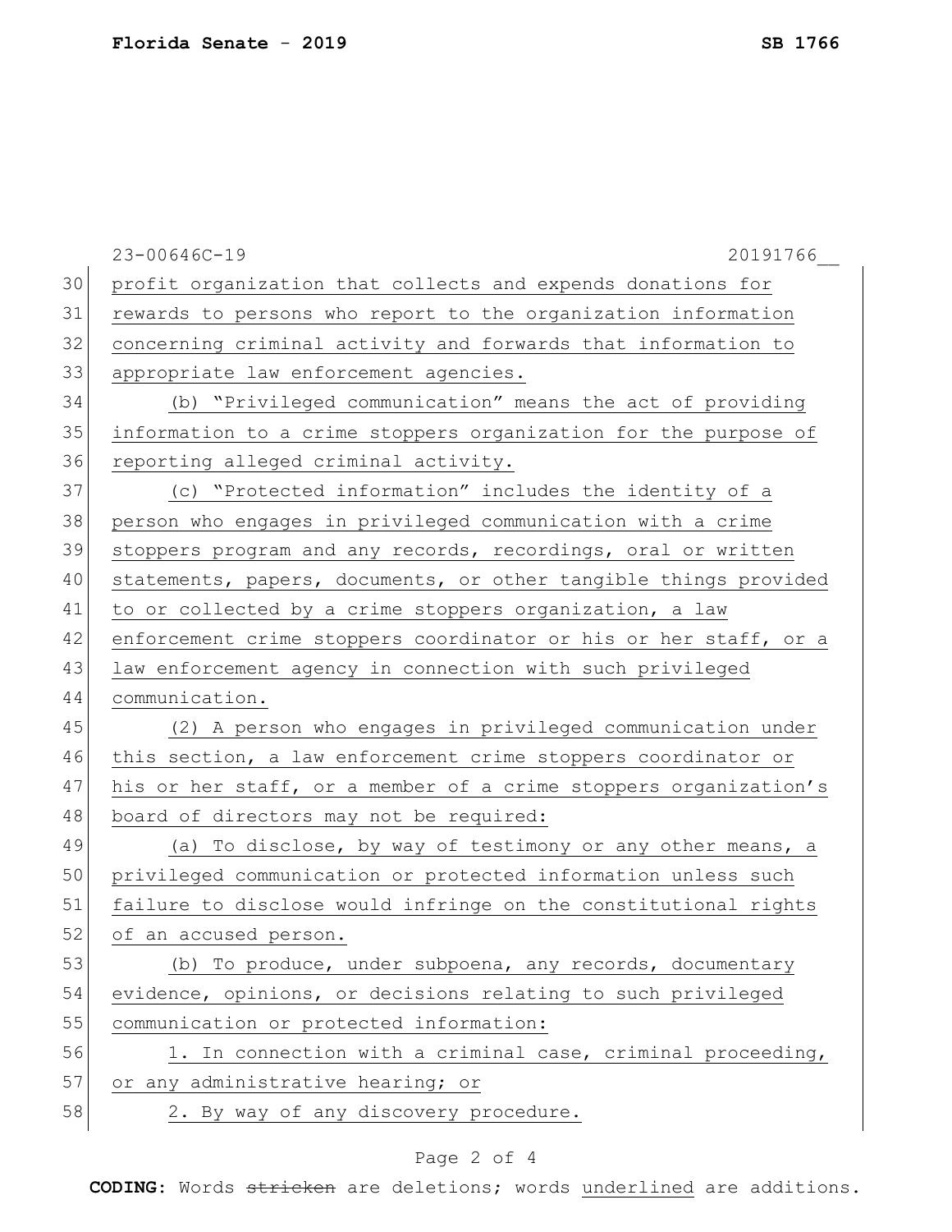profit organization that collects and expends donations for rewards to persons who report to the organization information concerning criminal activity and forwards that information to appropriate law enforcement agencies.

(b) "Privileged communication" means the act of providing information to a crime stoppers organization for the purpose of reporting alleged criminal activity.

(c) "Protected information" includes the identity of a person who engages in privileged communication with a crime stoppers program and any records, recordings, oral or written statements, papers, documents, or other tangible things provided to or collected by a crime stoppers organization, a law enforcement crime stoppers coordinator or his or her staff, or a law enforcement agency in connection with such privileged communication.

(2) A person who engages in privileged communication under this section, a law enforcement crime stoppers coordinator or his or her staff, or a member of a crime stoppers organization's board of directors may not be required:

(a) To disclose, by way of testimony or any other means, a privileged communication or protected information unless such failure to disclose would infringe on the constitutional rights of an accused person.

(b) To produce, under subpoena, any records, documentary evidence, opinions, or decisions relating to such privileged communication or protected information:

1. In connection with a criminal case, criminal proceeding, or any administrative hearing; or

2. By way of any discovery procedure.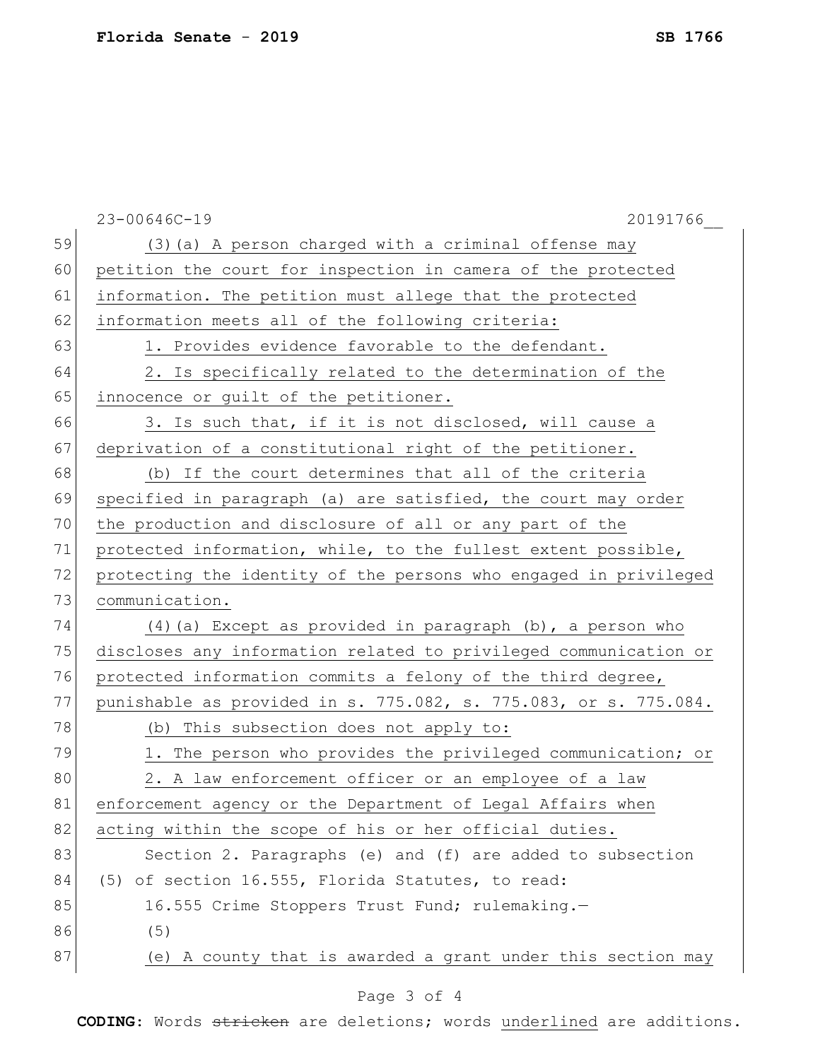(3)(a) A person charged with a criminal offense may petition the court for inspection in camera of the protected information. The petition must allege that the protected information meets all of the following criteria:

1. Provides evidence favorable to the defendant.

2. Is specifically related to the determination of the innocence or guilt of the petitioner.

3. Is such that, if it is not disclosed, will cause a deprivation of a constitutional right of the petitioner.

(b) If the court determines that all of the criteria specified in paragraph (a) are satisfied, the court may order the production and disclosure of all or any part of the protected information, while, to the fullest extent possible, protecting the identity of the persons who engaged in privileged communication.

(4)(a) Except as provided in paragraph (b), a person who discloses any information related to privileged communication or protected information commits a felony of the third degree, punishable as provided in s. 775.082, s. 775.083, or s. 775.084.

(b) This subsection does not apply to:

1. The person who provides the privileged communication; or

2. A law enforcement officer or an employee of a law enforcement agency or the Department of Legal Affairs when acting within the scope of his or her official duties.

Section 2. Paragraphs (e) and (f) are added to subsection (5) of section 16.555, Florida Statutes, to read:

16.555 Crime Stoppers Trust Fund; rulemaking.—

(5)

(e) A county that is awarded a grant under this section may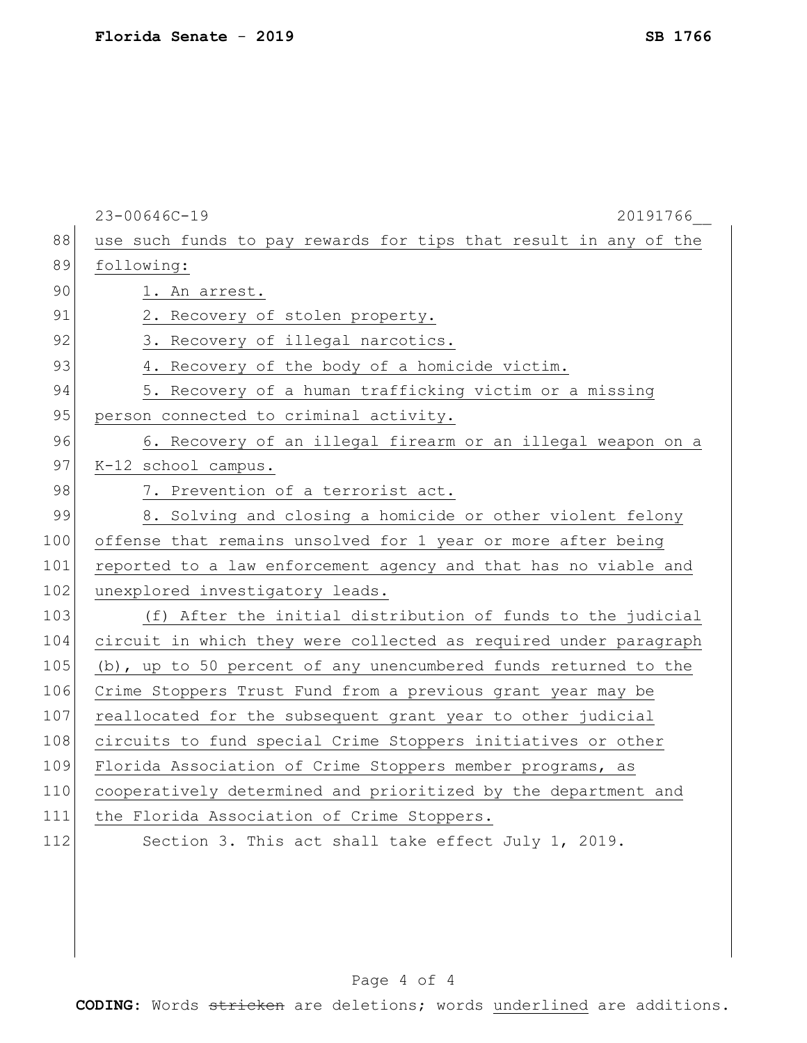use such funds to pay rewards for tips that result in any of the following:

1. An arrest.

2. Recovery of stolen property.

3. Recovery of illegal narcotics.

4. Recovery of the body of a homicide victim.

5. Recovery of a human trafficking victim or a missing person connected to criminal activity.

6. Recovery of an illegal firearm or an illegal weapon on a K-12 school campus.

7. Prevention of a terrorist act.

8. Solving and closing a homicide or other violent felony offense that remains unsolved for 1 year or more after being reported to a law enforcement agency and that has no viable and unexplored investigatory leads.

(f) After the initial distribution of funds to the judicial circuit in which they were collected as required under paragraph (b), up to 50 percent of any unencumbered funds returned to the Crime Stoppers Trust Fund from a previous grant year may be reallocated for the subsequent grant year to other judicial circuits to fund special Crime Stoppers initiatives or other Florida Association of Crime Stoppers member programs, as cooperatively determined and prioritized by the department and the Florida Association of Crime Stoppers.

Section 3. This act shall take effect July 1, 2019.